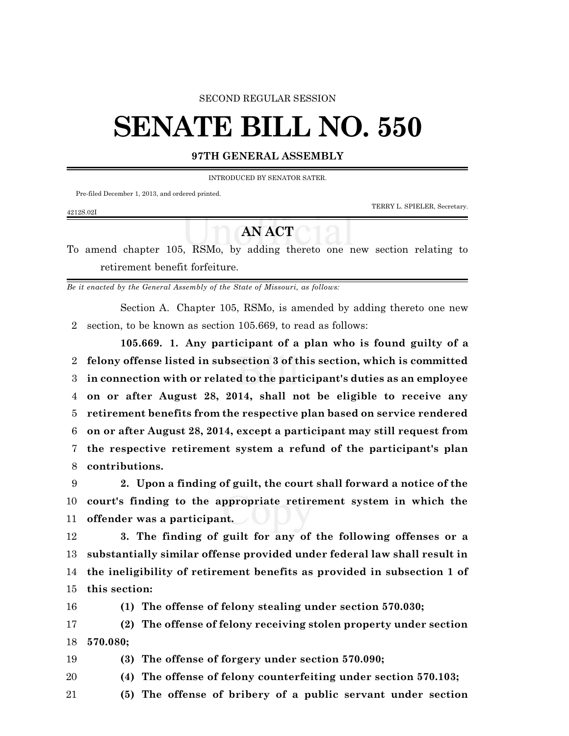SECOND REGULAR SESSION

# SENATE BILL NO. 550

## 97TH GENERAL ASSEMBLY

INTRODUCED BY SENATOR SATER.

Pre-filed December 1, 2013, and ordered printed.

TERRY L. SPIELER, Secretary.

4212S.02I

## AN ACT

To amend chapter 105, RSMo, by adding thereto one new section relating to retirement benefit forfeiture.

*Be it enacted by the General Assembly of the State of Missouri, as follows:*

Section A. Chapter 105, RSMo, is amended by adding thereto one new section, to be known as section 105.669, to read as follows:

**105.669. 1. Any participant of a plan who is found guilty of a felony offense listed in subsection 3 of this section, which is committed in connection with or related to the participant's duties as an employee on or after August 28, 2014, shall not be eligible to receive any retirement benefits from the respective plan based on service rendered on or after August 28, 2014, except a participant may still request from the respective retirement system a refund of the participant's plan contributions.**

**2. Upon a finding of guilt, the court shall forward a notice of the court's finding to the appropriate retirement system in which the offender was a participant.**

**3. The finding of guilt for any of the following offenses or a substantially similar offense provided under federal law shall result in the ineligibility of retirement benefits as provided in subsection 1 of this section:**

**(1) The offense of felony stealing under section 570.030;**

**(2) The offense of felony receiving stolen property under section 570.080;**

**(3) The offense of forgery under section 570.090;**

**(4) The offense of felony counterfeiting under section 570.103;**

**(5) The offense of bribery of a public servant under section**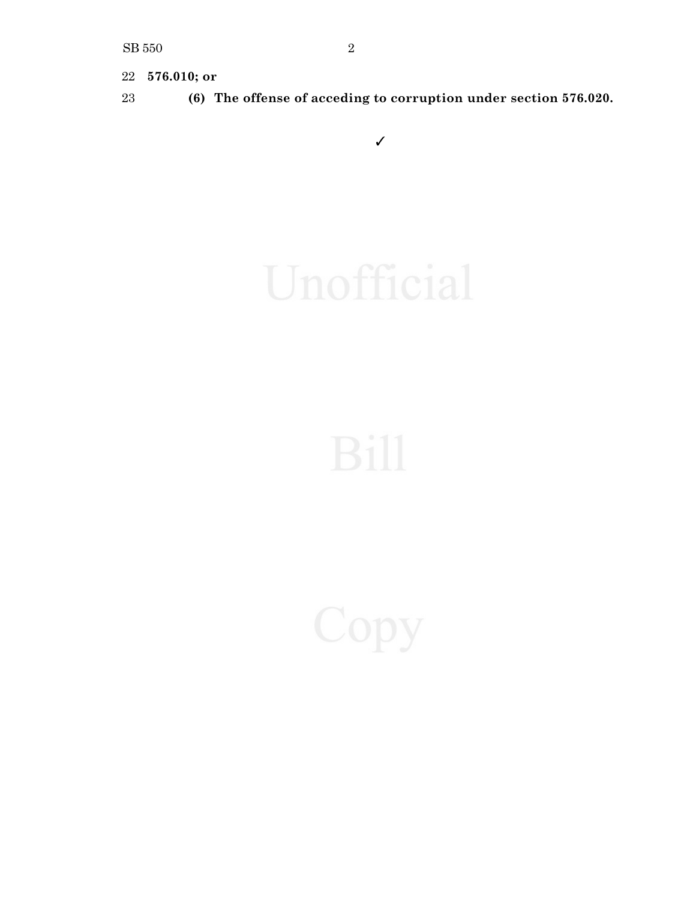22 **576.010; or**

23 **(6) The offense of acceding to corruption under section 576.020.**

✓